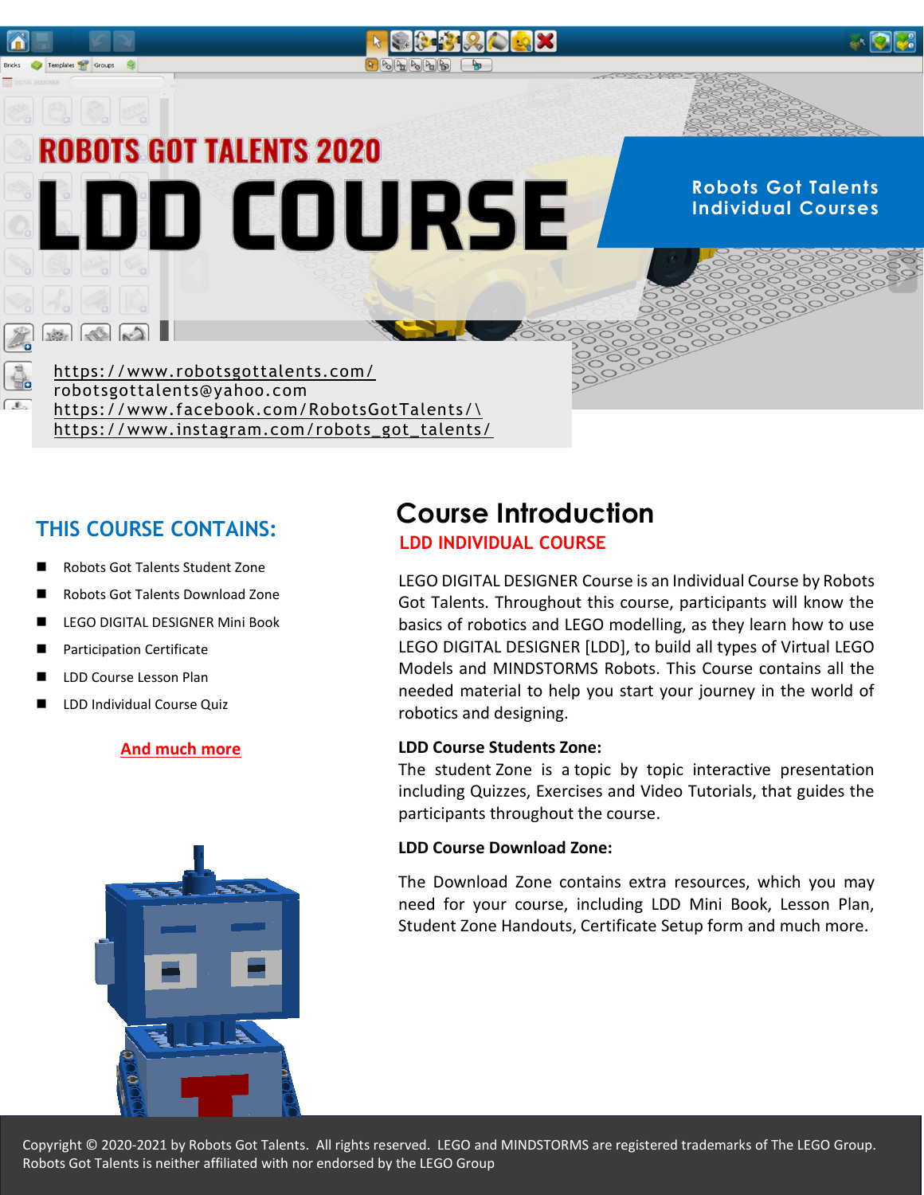# ROBOTS GOT TALENTS 2020

# LDD COURSE

**Robots Got Talents Individual Courses**

https://www.robotsgottalents.com/
robotsgottalents@yahoo.com
https://www.facebook.com/RobotsGotTalents/\
https://www.instagram.com/robots_got_talents/

## THIS COURSE CONTAINS:

- Robots Got Talents Student Zone
- Robots Got Talents Download Zone
- LEGO DIGITAL DESIGNER Mini Book
- Participation Certificate
- LDD Course Lesson Plan
- LDD Individual Course Quiz

**And much more**

## Course Introduction

### LDD INDIVIDUAL COURSE

LEGO DIGITAL DESIGNER Course is an Individual Course by Robots Got Talents. Throughout this course, participants will know the basics of robotics and LEGO modelling, as they learn how to use LEGO DIGITAL DESIGNER [LDD], to build all types of Virtual LEGO Models and MINDSTORMS Robots. This Course contains all the needed material to help you start your journey in the world of robotics and designing.

**LDD Course Students Zone:**

The student Zone is a topic by topic interactive presentation including Quizzes, Exercises and Video Tutorials, that guides the participants throughout the course.

**LDD Course Download Zone:**

The Download Zone contains extra resources, which you may need for your course, including LDD Mini Book, Lesson Plan, Student Zone Handouts, Certificate Setup form and much more.

Copyright © 2020-2021 by Robots Got Talents. All rights reserved. LEGO and MINDSTORMS are registered trademarks of The LEGO Group. Robots Got Talents is neither affiliated with nor endorsed by the LEGO Group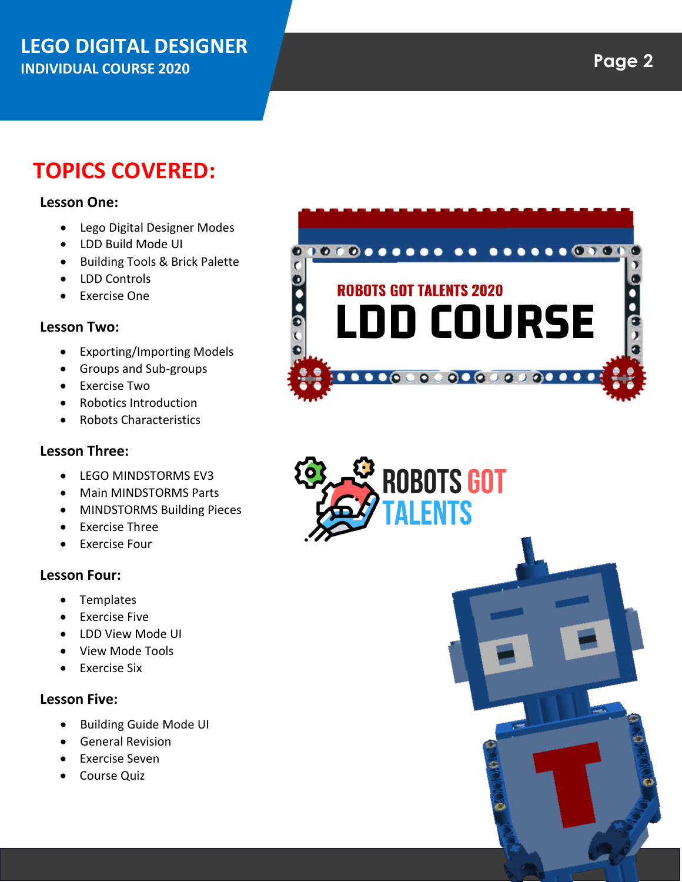## TOPICS COVERED:

### Lesson One:

- Lego Digital Designer Modes
- LDD Build Mode UI
- Building Tools & Brick Palette
- LDD Controls
- Exercise One

### Lesson Two:

- Exporting/Importing Models
- Groups and Sub-groups
- Exercise Two
- Robotics Introduction
- Robots Characteristics

### Lesson Three:

- LEGO MINDSTORMS EV3
- Main MINDSTORMS Parts
- MINDSTORMS Building Pieces
- Exercise Three
- Exercise Four

### Lesson Four:

- Templates
- Exercise Five
- LDD View Mode UI
- View Mode Tools
- Exercise Six

### Lesson Five:

- Building Guide Mode UI
- General Revision
- Exercise Seven
- Course Quiz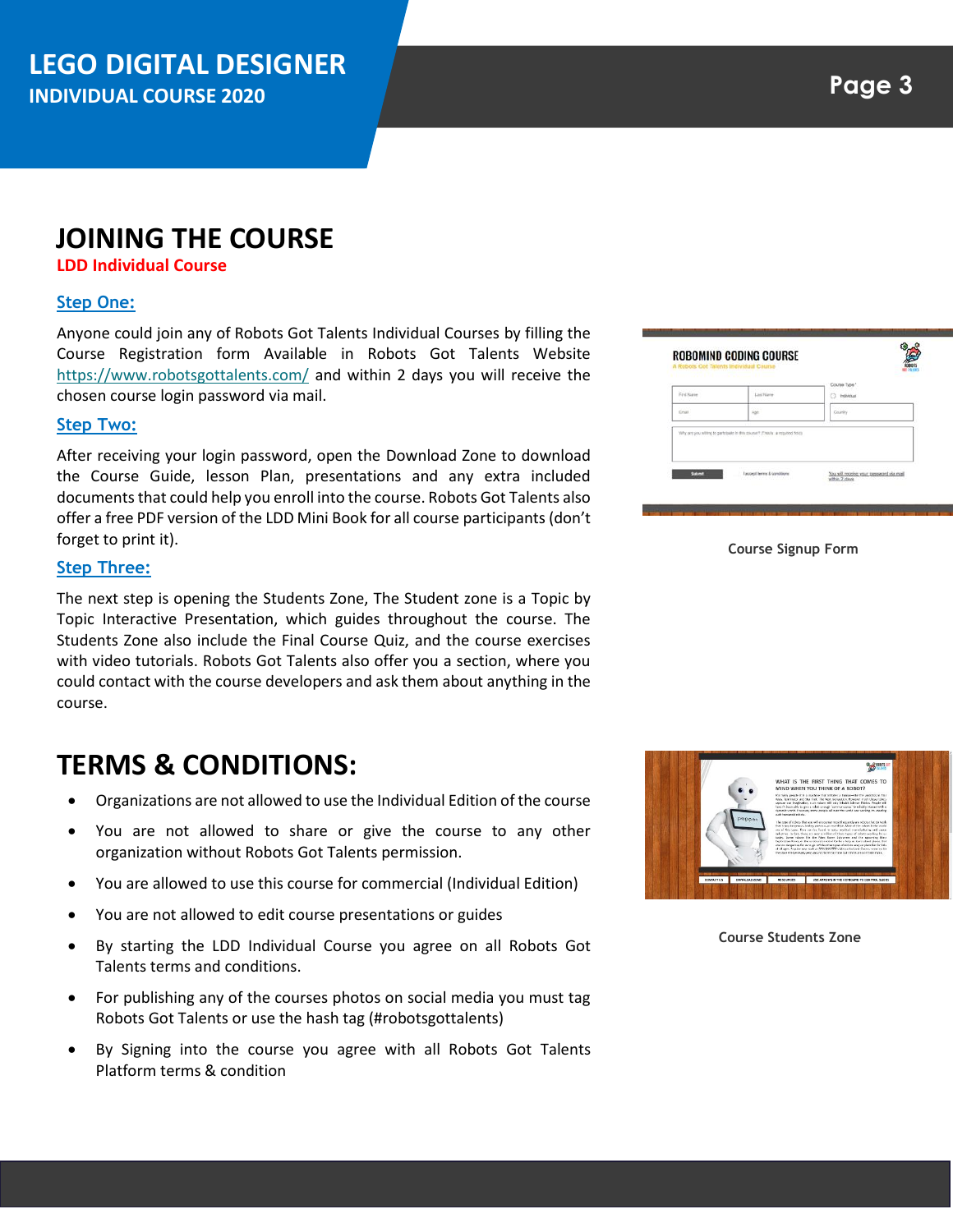# JOINING THE COURSE

**LDD Individual Course**

### Step One:

Anyone could join any of Robots Got Talents Individual Courses by filling the Course Registration form Available in Robots Got Talents Website https://www.robotsgottalents.com/ and within 2 days you will receive the chosen course login password via mail.

### Step Two:

After receiving your login password, open the Download Zone to download the Course Guide, lesson Plan, presentations and any extra included documents that could help you enroll into the course. Robots Got Talents also offer a free PDF version of the LDD Mini Book for all course participants (don't forget to print it).

### Step Three:

The next step is opening the Students Zone, The Student zone is a Topic by Topic Interactive Presentation, which guides throughout the course. The Students Zone also include the Final Course Quiz, and the course exercises with video tutorials. Robots Got Talents also offer you a section, where you could contact with the course developers and ask them about anything in the course.

Course Signup Form

# TERMS & CONDITIONS:

- Organizations are not allowed to use the Individual Edition of the course
- You are not allowed to share or give the course to any other organization without Robots Got Talents permission.
- You are allowed to use this course for commercial (Individual Edition)
- You are not allowed to edit course presentations or guides
- By starting the LDD Individual Course you agree on all Robots Got Talents terms and conditions.
- For publishing any of the courses photos on social media you must tag Robots Got Talents or use the hash tag (#robotsgottalents)
- By Signing into the course you agree with all Robots Got Talents Platform terms & condition

Course Students Zone